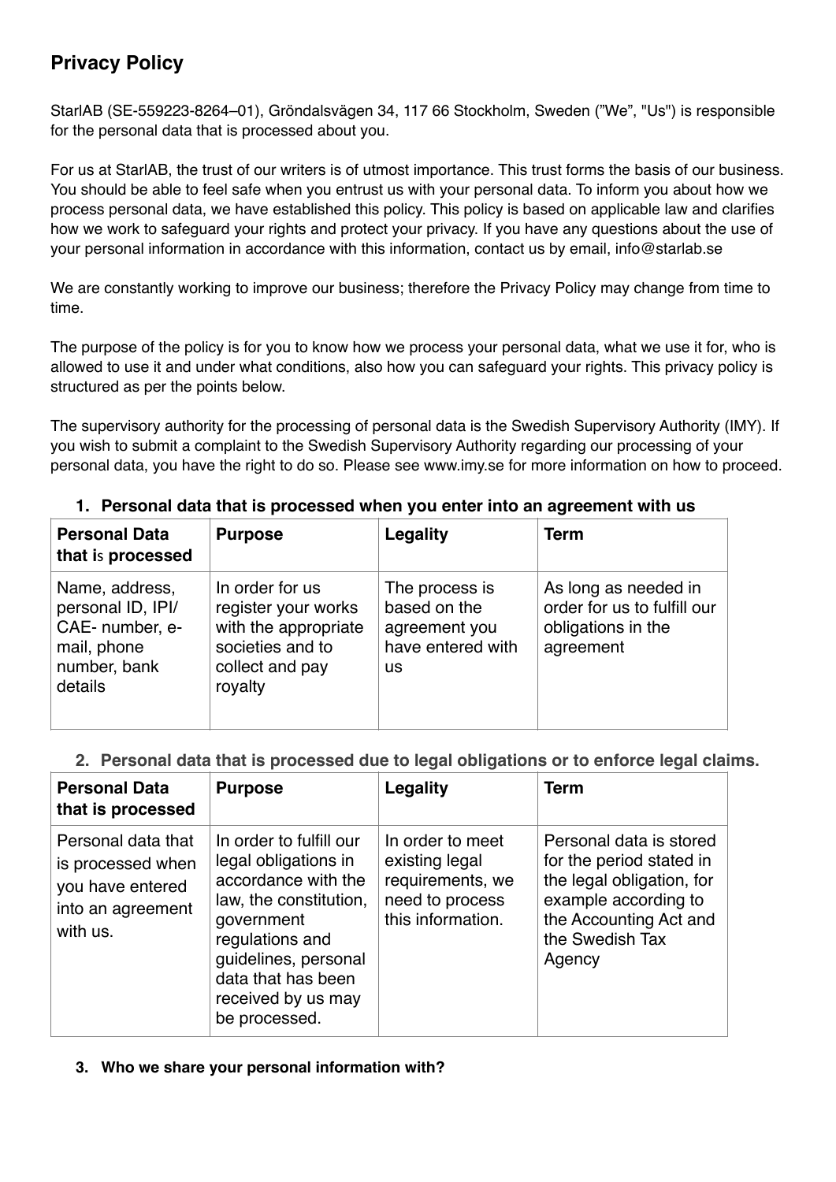# Privacy Policy

StarlAB (SE-559223-8264–01), Gröndalsvägen 34, 117 66 Stockholm, Sweden (”We”, "Us") is responsible for the personal data that is processed about you.

For us at StarlAB, the trust of our writers is of utmost importance. This trust forms the basis of our business. You should be able to feel safe when you entrust us with your personal data. To inform you about how we process personal data, we have established this policy. This policy is based on applicable law and clarifies how we work to safeguard your rights and protect your privacy. If you have any questions about the use of your personal information in accordance with this information, contact us by email, info@starlab.se

We are constantly working to improve our business; therefore the Privacy Policy may change from time to time.

The purpose of the policy is for you to know how we process your personal data, what we use it for, who is allowed to use it and under what conditions, also how you can safeguard your rights. This privacy policy is structured as per the points below.

The supervisory authority for the processing of personal data is the Swedish Supervisory Authority (IMY). If you wish to submit a complaint to the Swedish Supervisory Authority regarding our processing of your personal data, you have the right to do so. Please see www.imy.se for more information on how to proceed.

1. **Personal data that is processed when you enter into an agreement with us**

| Personal Data that is processed | Purpose | Legality | Term |
|---|---|---|---|
| Name, address, personal ID, IPI/ CAE- number, e-mail, phone number, bank details | In order for us register your works with the appropriate societies and to collect and pay royalty | The process is based on the agreement you have entered with us | As long as needed in order for us to fulfill our obligations in the agreement |

2. **Personal data that is processed due to legal obligations or to enforce legal claims.**

| Personal Data that is processed | Purpose | Legality | Term |
|---|---|---|---|
| Personal data that is processed when you have entered into an agreement with us. | In order to fulfill our legal obligations in accordance with the law, the constitution, government regulations and guidelines, personal data that has been received by us may be processed. | In order to meet existing legal requirements, we need to process this information. | Personal data is stored for the period stated in the legal obligation, for example according to the Accounting Act and the Swedish Tax Agency |

3. **Who we share your personal information with?**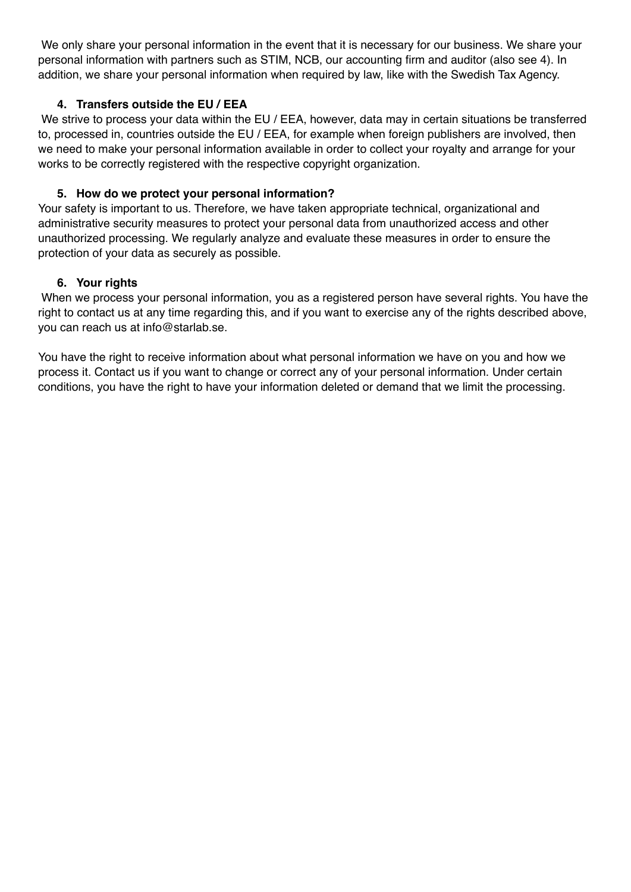We only share your personal information in the event that it is necessary for our business. We share your personal information with partners such as STIM, NCB, our accounting firm and auditor (also see 4). In addition, we share your personal information when required by law, like with the Swedish Tax Agency.

### 4. Transfers outside the EU / EEA

We strive to process your data within the EU / EEA, however, data may in certain situations be transferred to, processed in, countries outside the EU / EEA, for example when foreign publishers are involved, then we need to make your personal information available in order to collect your royalty and arrange for your works to be correctly registered with the respective copyright organization.

### 5. How do we protect your personal information?

Your safety is important to us. Therefore, we have taken appropriate technical, organizational and administrative security measures to protect your personal data from unauthorized access and other unauthorized processing. We regularly analyze and evaluate these measures in order to ensure the protection of your data as securely as possible.

### 6. Your rights

When we process your personal information, you as a registered person have several rights. You have the right to contact us at any time regarding this, and if you want to exercise any of the rights described above, you can reach us at info@starlab.se.

You have the right to receive information about what personal information we have on you and how we process it. Contact us if you want to change or correct any of your personal information. Under certain conditions, you have the right to have your information deleted or demand that we limit the processing.